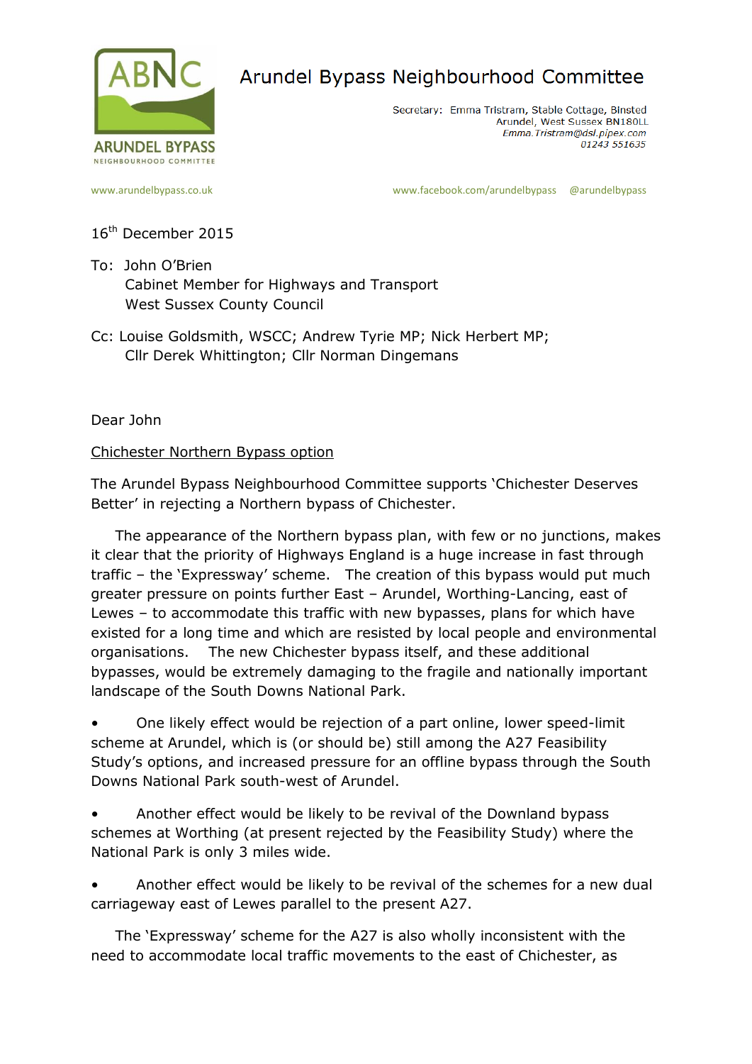# Arundel Bypass Neighbourhood Committee

Secretary: Emma Tristram, Stable Cottage, Binsted
Arundel, West Sussex BN18OLL
*Emma.Tristram@dsl.pipex.com*
*01243 551635*

www.arundelbypass.co.uk

www.facebook.com/arundelbypass @arundelbypass

16th December 2015

To: John O'Brien
Cabinet Member for Highways and Transport
West Sussex County Council

Cc: Louise Goldsmith, WSCC; Andrew Tyrie MP; Nick Herbert MP;
Cllr Derek Whittington; Cllr Norman Dingemans

Dear John

Chichester Northern Bypass option

The Arundel Bypass Neighbourhood Committee supports 'Chichester Deserves Better' in rejecting a Northern bypass of Chichester.

The appearance of the Northern bypass plan, with few or no junctions, makes it clear that the priority of Highways England is a huge increase in fast through traffic – the 'Expressway' scheme. The creation of this bypass would put much greater pressure on points further East – Arundel, Worthing-Lancing, east of Lewes – to accommodate this traffic with new bypasses, plans for which have existed for a long time and which are resisted by local people and environmental organisations. The new Chichester bypass itself, and these additional bypasses, would be extremely damaging to the fragile and nationally important landscape of the South Downs National Park.

- One likely effect would be rejection of a part online, lower speed-limit scheme at Arundel, which is (or should be) still among the A27 Feasibility Study's options, and increased pressure for an offline bypass through the South Downs National Park south-west of Arundel.
- Another effect would be likely to be revival of the Downland bypass schemes at Worthing (at present rejected by the Feasibility Study) where the National Park is only 3 miles wide.
- Another effect would be likely to be revival of the schemes for a new dual carriageway east of Lewes parallel to the present A27.

The 'Expressway' scheme for the A27 is also wholly inconsistent with the need to accommodate local traffic movements to the east of Chichester, as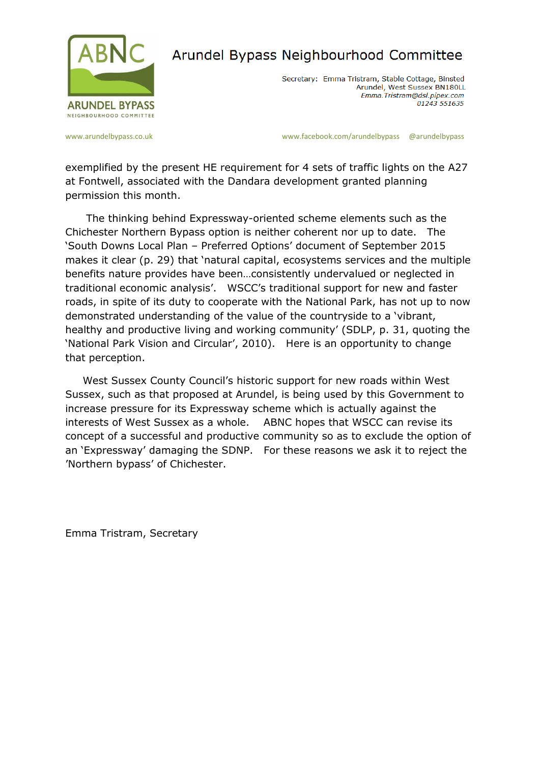exemplified by the present HE requirement for 4 sets of traffic lights on the A27 at Fontwell, associated with the Dandara development granted planning permission this month.

The thinking behind Expressway-oriented scheme elements such as the Chichester Northern Bypass option is neither coherent nor up to date. The 'South Downs Local Plan – Preferred Options' document of September 2015 makes it clear (p. 29) that 'natural capital, ecosystems services and the multiple benefits nature provides have been…consistently undervalued or neglected in traditional economic analysis'. WSCC's traditional support for new and faster roads, in spite of its duty to cooperate with the National Park, has not up to now demonstrated understanding of the value of the countryside to a 'vibrant, healthy and productive living and working community' (SDLP, p. 31, quoting the 'National Park Vision and Circular', 2010). Here is an opportunity to change that perception.

West Sussex County Council's historic support for new roads within West Sussex, such as that proposed at Arundel, is being used by this Government to increase pressure for its Expressway scheme which is actually against the interests of West Sussex as a whole. ABNC hopes that WSCC can revise its concept of a successful and productive community so as to exclude the option of an 'Expressway' damaging the SDNP. For these reasons we ask it to reject the 'Northern bypass' of Chichester.

Emma Tristram, Secretary